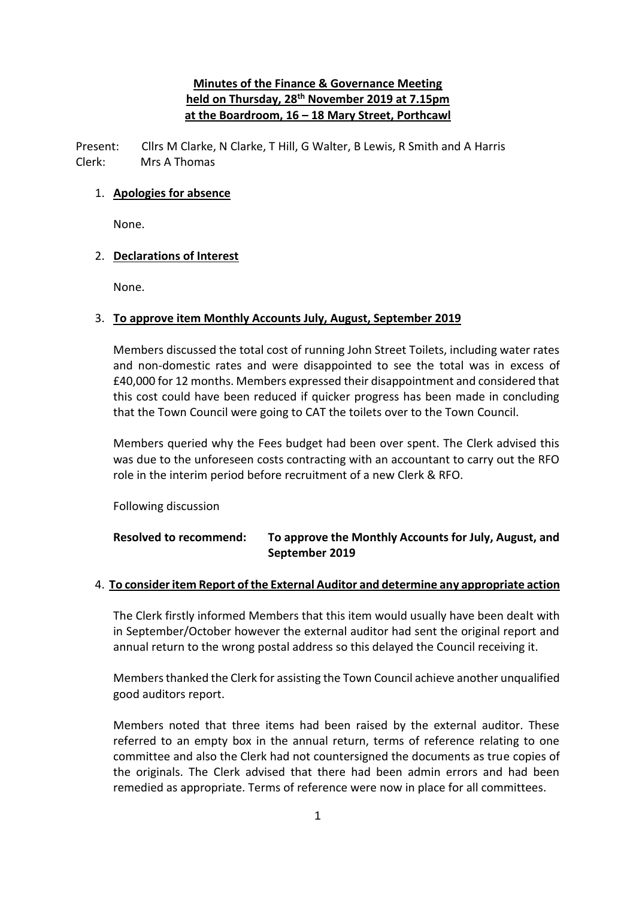# Minutes of the Finance & Governance Meeting held on Thursday, 28th November 2019 at 7.15pm at the Boardroom, 16 – 18 Mary Street, Porthcawl

Present: Cllrs M Clarke, N Clarke, T Hill, G Walter, B Lewis, R Smith and A Harris
Clerk: Mrs A Thomas

1. **Apologies for absence**

   None.

2. **Declarations of Interest**

   None.

3. **To approve item Monthly Accounts July, August, September 2019**

   Members discussed the total cost of running John Street Toilets, including water rates and non-domestic rates and were disappointed to see the total was in excess of £40,000 for 12 months. Members expressed their disappointment and considered that this cost could have been reduced if quicker progress has been made in concluding that the Town Council were going to CAT the toilets over to the Town Council.

   Members queried why the Fees budget had been over spent. The Clerk advised this was due to the unforeseen costs contracting with an accountant to carry out the RFO role in the interim period before recruitment of a new Clerk & RFO.

   Following discussion

   **Resolved to recommend: To approve the Monthly Accounts for July, August, and September 2019**

4. **To consider item Report of the External Auditor and determine any appropriate action**

   The Clerk firstly informed Members that this item would usually have been dealt with in September/October however the external auditor had sent the original report and annual return to the wrong postal address so this delayed the Council receiving it.

   Members thanked the Clerk for assisting the Town Council achieve another unqualified good auditors report.

   Members noted that three items had been raised by the external auditor. These referred to an empty box in the annual return, terms of reference relating to one committee and also the Clerk had not countersigned the documents as true copies of the originals. The Clerk advised that there had been admin errors and had been remedied as appropriate. Terms of reference were now in place for all committees.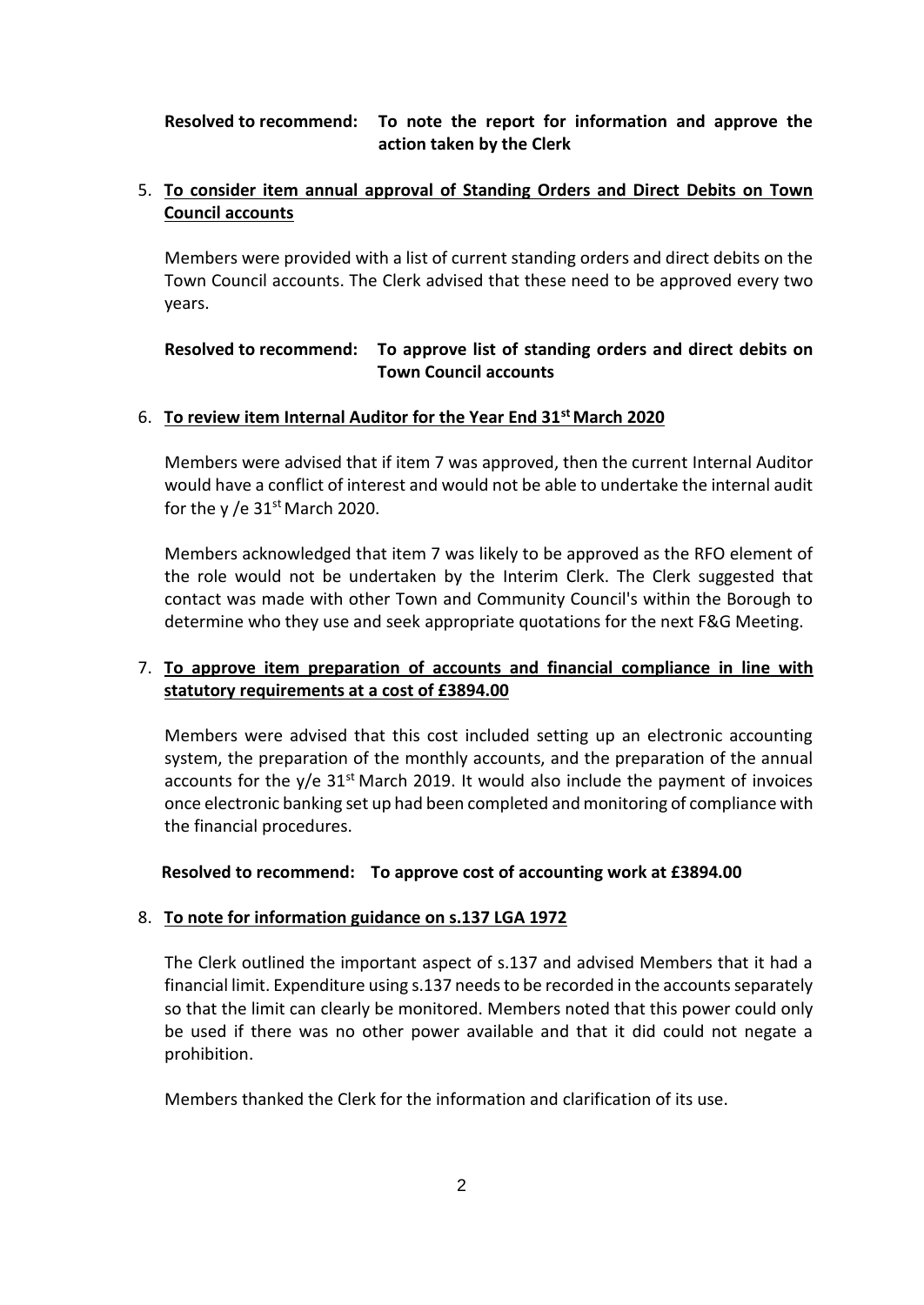**Resolved to recommend: To note the report for information and approve the action taken by the Clerk**

5. **To consider item annual approval of Standing Orders and Direct Debits on Town Council accounts**

   Members were provided with a list of current standing orders and direct debits on the Town Council accounts. The Clerk advised that these need to be approved every two years.

   **Resolved to recommend: To approve list of standing orders and direct debits on Town Council accounts**

6. **To review item Internal Auditor for the Year End 31st March 2020**

   Members were advised that if item 7 was approved, then the current Internal Auditor would have a conflict of interest and would not be able to undertake the internal audit for the y /e 31st March 2020.

   Members acknowledged that item 7 was likely to be approved as the RFO element of the role would not be undertaken by the Interim Clerk. The Clerk suggested that contact was made with other Town and Community Council's within the Borough to determine who they use and seek appropriate quotations for the next F&G Meeting.

7. **To approve item preparation of accounts and financial compliance in line with statutory requirements at a cost of £3894.00**

   Members were advised that this cost included setting up an electronic accounting system, the preparation of the monthly accounts, and the preparation of the annual accounts for the y/e 31st March 2019. It would also include the payment of invoices once electronic banking set up had been completed and monitoring of compliance with the financial procedures.

   **Resolved to recommend: To approve cost of accounting work at £3894.00**

8. **To note for information guidance on s.137 LGA 1972**

   The Clerk outlined the important aspect of s.137 and advised Members that it had a financial limit. Expenditure using s.137 needs to be recorded in the accounts separately so that the limit can clearly be monitored. Members noted that this power could only be used if there was no other power available and that it did could not negate a prohibition.

   Members thanked the Clerk for the information and clarification of its use.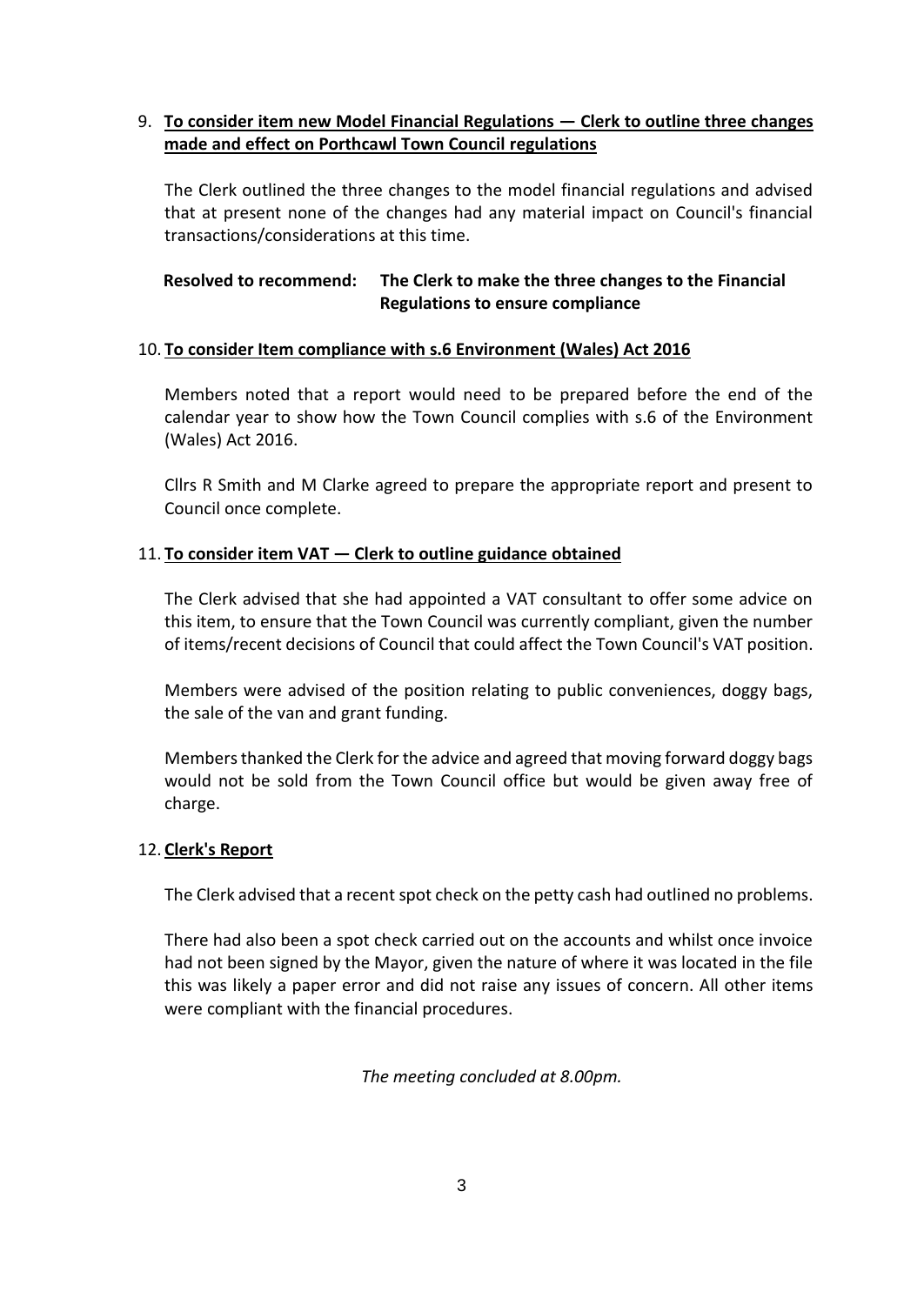9. **To consider item new Model Financial Regulations — Clerk to outline three changes made and effect on Porthcawl Town Council regulations**

   The Clerk outlined the three changes to the model financial regulations and advised that at present none of the changes had any material impact on Council's financial transactions/considerations at this time.

   **Resolved to recommend: The Clerk to make the three changes to the Financial Regulations to ensure compliance**

10. **To consider Item compliance with s.6 Environment (Wales) Act 2016**

    Members noted that a report would need to be prepared before the end of the calendar year to show how the Town Council complies with s.6 of the Environment (Wales) Act 2016.

    Cllrs R Smith and M Clarke agreed to prepare the appropriate report and present to Council once complete.

11. **To consider item VAT — Clerk to outline guidance obtained**

    The Clerk advised that she had appointed a VAT consultant to offer some advice on this item, to ensure that the Town Council was currently compliant, given the number of items/recent decisions of Council that could affect the Town Council's VAT position.

    Members were advised of the position relating to public conveniences, doggy bags, the sale of the van and grant funding.

    Members thanked the Clerk for the advice and agreed that moving forward doggy bags would not be sold from the Town Council office but would be given away free of charge.

12. **Clerk's Report**

    The Clerk advised that a recent spot check on the petty cash had outlined no problems.

    There had also been a spot check carried out on the accounts and whilst once invoice had not been signed by the Mayor, given the nature of where it was located in the file this was likely a paper error and did not raise any issues of concern. All other items were compliant with the financial procedures.

*The meeting concluded at 8.00pm.*